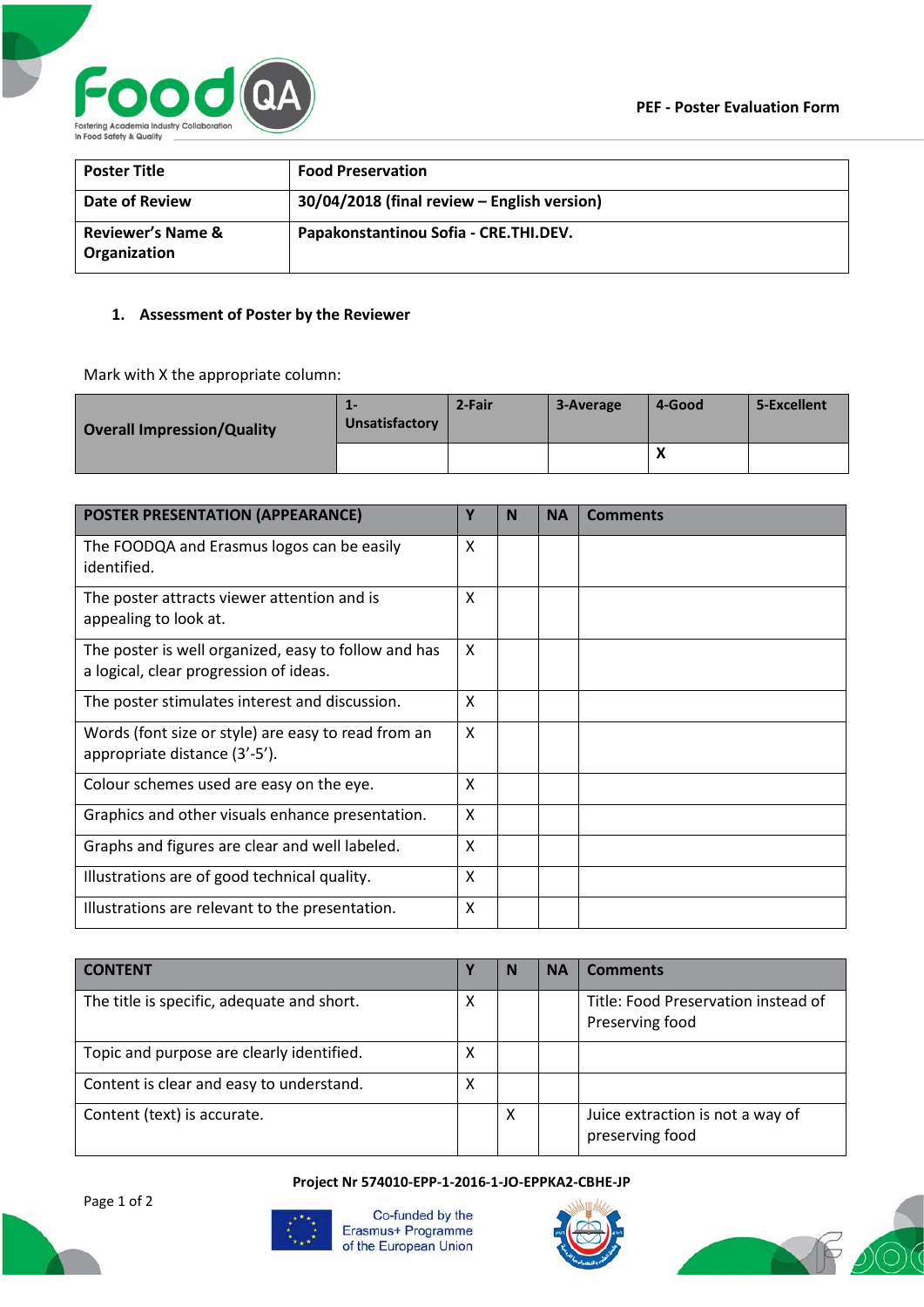PEF - Poster Evaluation Form

| Poster Title | Food Preservation |
|---|---|
| Date of Review | 30/04/2018 (final review – English version) |
| Reviewer's Name & Organization | Papakonstantinou Sofia - CRE.THI.DEV. |

## 1. Assessment of Poster by the Reviewer

Mark with X the appropriate column:

| Overall Impression/Quality | 1-Unsatisfactory | 2-Fair | 3-Average | 4-Good | 5-Excellent |
|---|---|---|---|---|---|
| | | | | X | |

| POSTER PRESENTATION (APPEARANCE) | Y | N | NA | Comments |
|---|---|---|---|---|
| The FOODQA and Erasmus logos can be easily identified. | X | | | |
| The poster attracts viewer attention and is appealing to look at. | X | | | |
| The poster is well organized, easy to follow and has a logical, clear progression of ideas. | X | | | |
| The poster stimulates interest and discussion. | X | | | |
| Words (font size or style) are easy to read from an appropriate distance (3'-5'). | X | | | |
| Colour schemes used are easy on the eye. | X | | | |
| Graphics and other visuals enhance presentation. | X | | | |
| Graphs and figures are clear and well labeled. | X | | | |
| Illustrations are of good technical quality. | X | | | |
| Illustrations are relevant to the presentation. | X | | | |

| CONTENT | Y | N | NA | Comments |
|---|---|---|---|---|
| The title is specific, adequate and short. | X | | | Title: Food Preservation instead of Preserving food |
| Topic and purpose are clearly identified. | X | | | |
| Content is clear and easy to understand. | X | | | |
| Content (text) is accurate. | | X | | Juice extraction is not a way of preserving food |

Project Nr 574010-EPP-1-2016-1-JO-EPPKA2-CBHE-JP

Co-funded by the Erasmus+ Programme of the European Union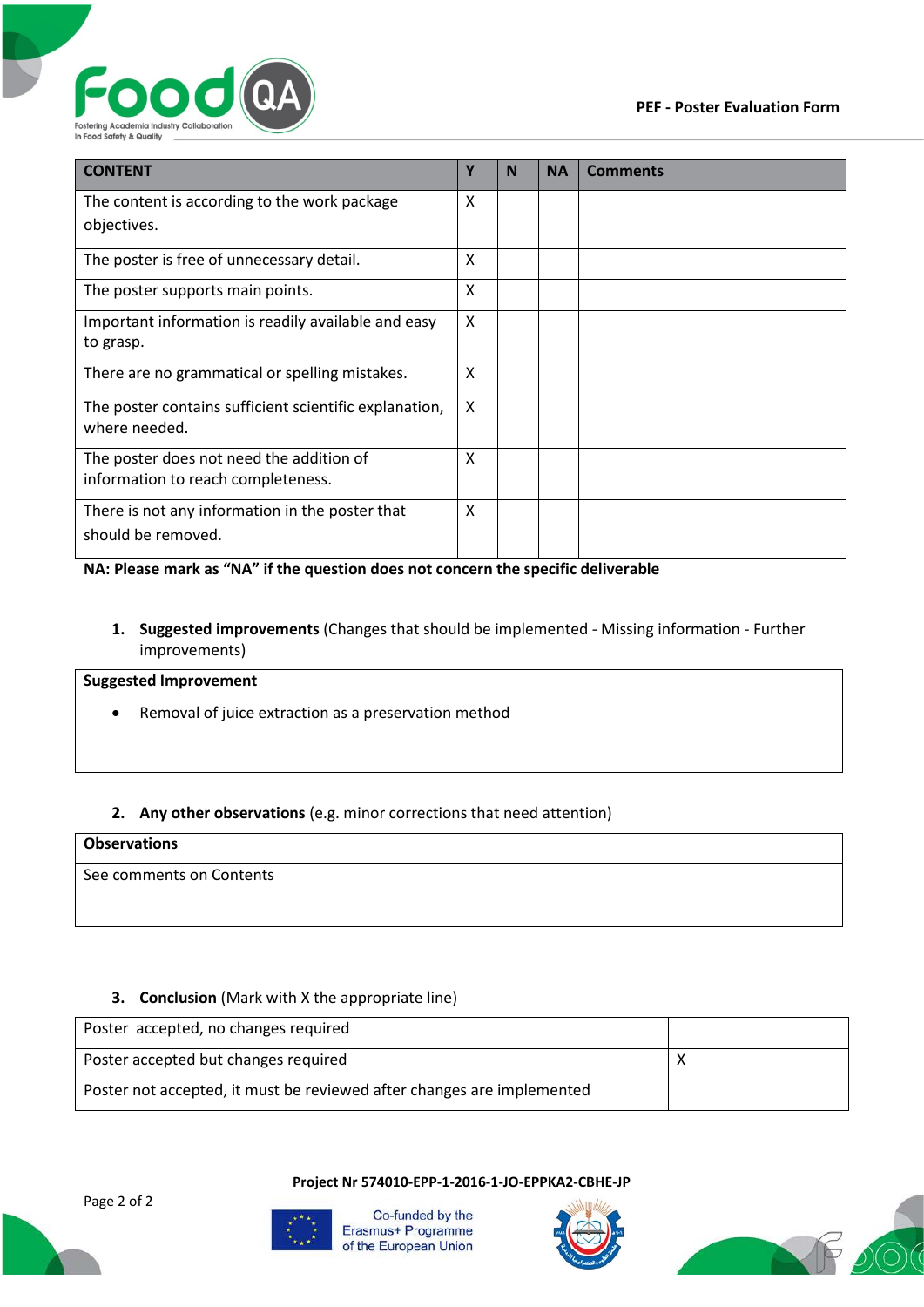| CONTENT | Y | N | NA | Comments |
|---|---|---|---|---|
| The content is according to the work package objectives. | X | | | |
| The poster is free of unnecessary detail. | X | | | |
| The poster supports main points. | X | | | |
| Important information is readily available and easy to grasp. | X | | | |
| There are no grammatical or spelling mistakes. | X | | | |
| The poster contains sufficient scientific explanation, where needed. | X | | | |
| The poster does not need the addition of information to reach completeness. | X | | | |
| There is not any information in the poster that should be removed. | X | | | |

**NA: Please mark as "NA" if the question does not concern the specific deliverable**

1. **Suggested improvements** (Changes that should be implemented - Missing information - Further improvements)

| Suggested Improvement |
|---|
| • Removal of juice extraction as a preservation method |

2. **Any other observations** (e.g. minor corrections that need attention)

| Observations |
|---|
| See comments on Contents |

3. **Conclusion** (Mark with X the appropriate line)

| | |
|---|---|
| Poster accepted, no changes required | |
| Poster accepted but changes required | X |
| Poster not accepted, it must be reviewed after changes are implemented | |

**Project Nr 574010-EPP-1-2016-1-JO-EPPKA2-CBHE-JP**

Co-funded by the Erasmus+ Programme of the European Union